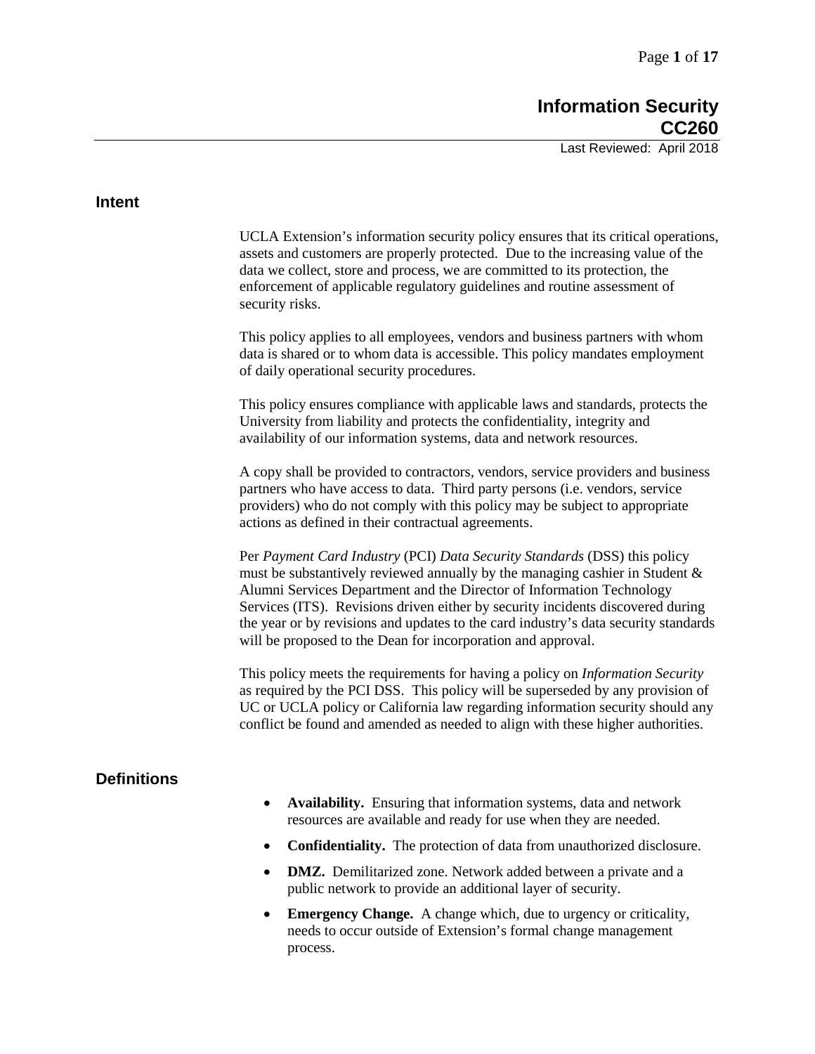# Information Security
# CC260

Last Reviewed: April 2018

## Intent

UCLA Extension's information security policy ensures that its critical operations, assets and customers are properly protected. Due to the increasing value of the data we collect, store and process, we are committed to its protection, the enforcement of applicable regulatory guidelines and routine assessment of security risks.

This policy applies to all employees, vendors and business partners with whom data is shared or to whom data is accessible. This policy mandates employment of daily operational security procedures.

This policy ensures compliance with applicable laws and standards, protects the University from liability and protects the confidentiality, integrity and availability of our information systems, data and network resources.

A copy shall be provided to contractors, vendors, service providers and business partners who have access to data. Third party persons (i.e. vendors, service providers) who do not comply with this policy may be subject to appropriate actions as defined in their contractual agreements.

Per *Payment Card Industry* (PCI) *Data Security Standards* (DSS) this policy must be substantively reviewed annually by the managing cashier in Student & Alumni Services Department and the Director of Information Technology Services (ITS). Revisions driven either by security incidents discovered during the year or by revisions and updates to the card industry's data security standards will be proposed to the Dean for incorporation and approval.

This policy meets the requirements for having a policy on *Information Security* as required by the PCI DSS. This policy will be superseded by any provision of UC or UCLA policy or California law regarding information security should any conflict be found and amended as needed to align with these higher authorities.

## Definitions

- **Availability.** Ensuring that information systems, data and network resources are available and ready for use when they are needed.
- **Confidentiality.** The protection of data from unauthorized disclosure.
- **DMZ.** Demilitarized zone. Network added between a private and a public network to provide an additional layer of security.
- **Emergency Change.** A change which, due to urgency or criticality, needs to occur outside of Extension's formal change management process.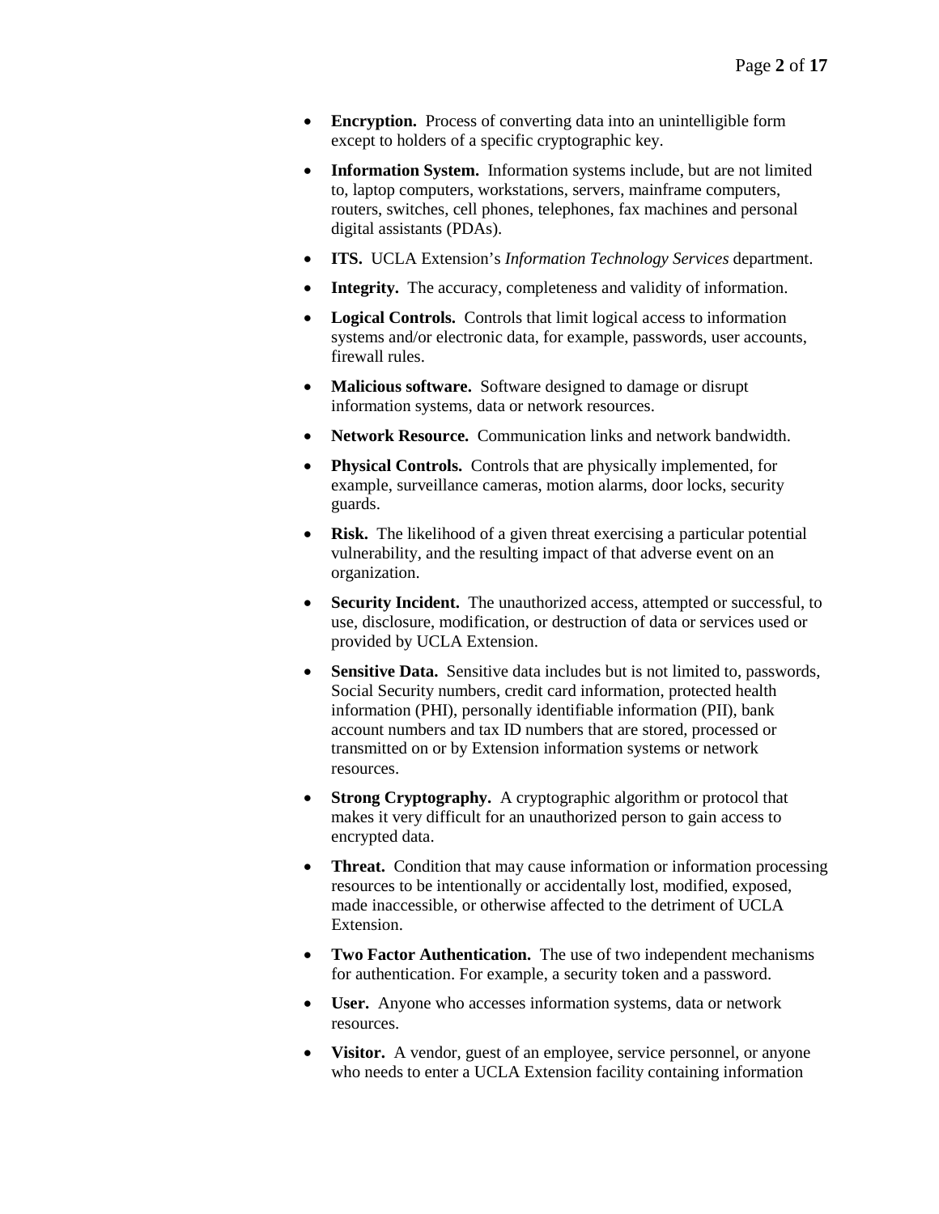- **Encryption.** Process of converting data into an unintelligible form except to holders of a specific cryptographic key.
- **Information System.** Information systems include, but are not limited to, laptop computers, workstations, servers, mainframe computers, routers, switches, cell phones, telephones, fax machines and personal digital assistants (PDAs).
- **ITS.** UCLA Extension's *Information Technology Services* department.
- **Integrity.** The accuracy, completeness and validity of information.
- **Logical Controls.** Controls that limit logical access to information systems and/or electronic data, for example, passwords, user accounts, firewall rules.
- **Malicious software.** Software designed to damage or disrupt information systems, data or network resources.
- **Network Resource.** Communication links and network bandwidth.
- **Physical Controls.** Controls that are physically implemented, for example, surveillance cameras, motion alarms, door locks, security guards.
- **Risk.** The likelihood of a given threat exercising a particular potential vulnerability, and the resulting impact of that adverse event on an organization.
- **Security Incident.** The unauthorized access, attempted or successful, to use, disclosure, modification, or destruction of data or services used or provided by UCLA Extension.
- **Sensitive Data.** Sensitive data includes but is not limited to, passwords, Social Security numbers, credit card information, protected health information (PHI), personally identifiable information (PII), bank account numbers and tax ID numbers that are stored, processed or transmitted on or by Extension information systems or network resources.
- **Strong Cryptography.** A cryptographic algorithm or protocol that makes it very difficult for an unauthorized person to gain access to encrypted data.
- **Threat.** Condition that may cause information or information processing resources to be intentionally or accidentally lost, modified, exposed, made inaccessible, or otherwise affected to the detriment of UCLA Extension.
- **Two Factor Authentication.** The use of two independent mechanisms for authentication. For example, a security token and a password.
- **User.** Anyone who accesses information systems, data or network resources.
- **Visitor.** A vendor, guest of an employee, service personnel, or anyone who needs to enter a UCLA Extension facility containing information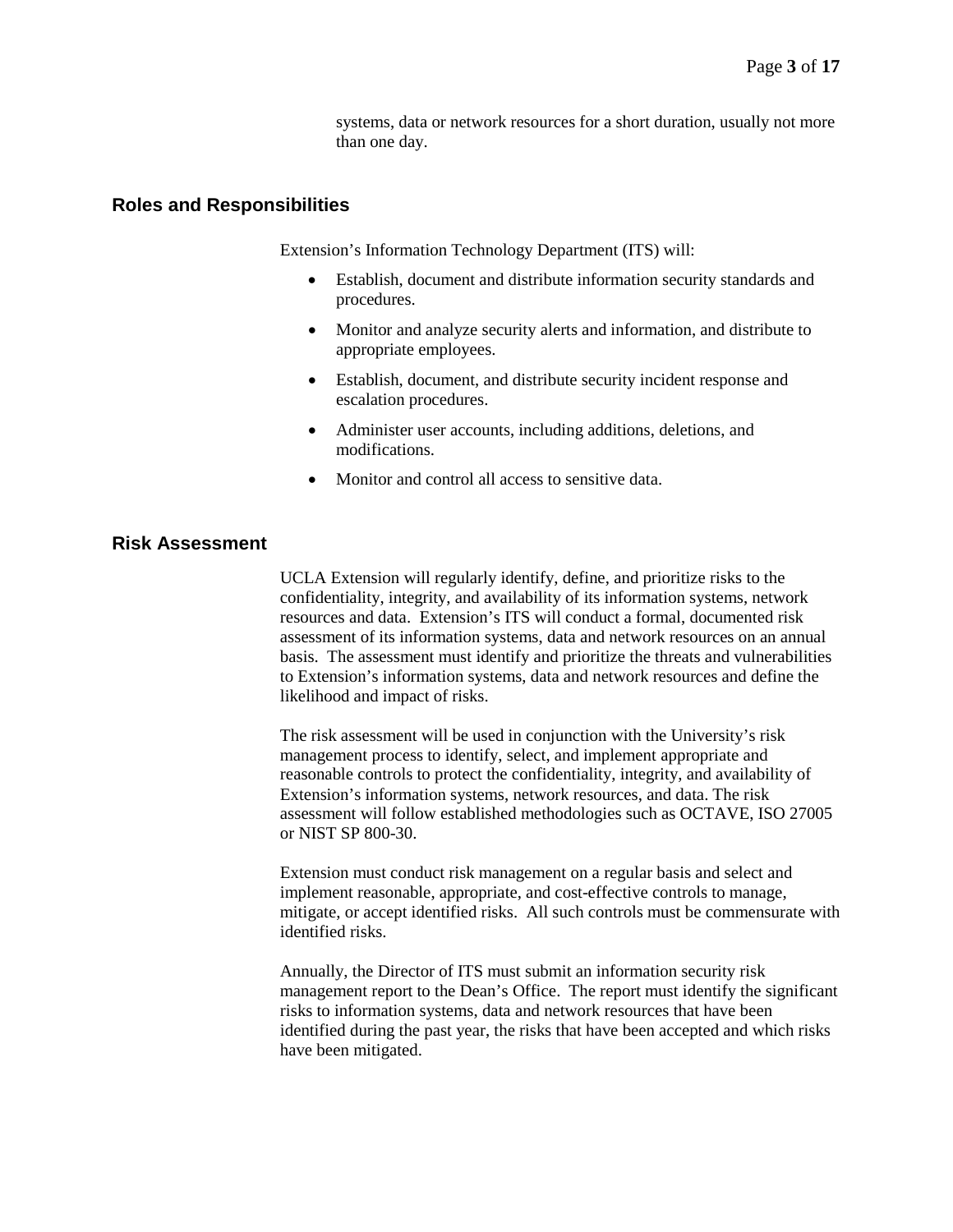systems, data or network resources for a short duration, usually not more than one day.

## Roles and Responsibilities

Extension's Information Technology Department (ITS) will:

- Establish, document and distribute information security standards and procedures.
- Monitor and analyze security alerts and information, and distribute to appropriate employees.
- Establish, document, and distribute security incident response and escalation procedures.
- Administer user accounts, including additions, deletions, and modifications.
- Monitor and control all access to sensitive data.

## Risk Assessment

UCLA Extension will regularly identify, define, and prioritize risks to the confidentiality, integrity, and availability of its information systems, network resources and data. Extension's ITS will conduct a formal, documented risk assessment of its information systems, data and network resources on an annual basis. The assessment must identify and prioritize the threats and vulnerabilities to Extension's information systems, data and network resources and define the likelihood and impact of risks.

The risk assessment will be used in conjunction with the University's risk management process to identify, select, and implement appropriate and reasonable controls to protect the confidentiality, integrity, and availability of Extension's information systems, network resources, and data. The risk assessment will follow established methodologies such as OCTAVE, ISO 27005 or NIST SP 800-30.

Extension must conduct risk management on a regular basis and select and implement reasonable, appropriate, and cost-effective controls to manage, mitigate, or accept identified risks. All such controls must be commensurate with identified risks.

Annually, the Director of ITS must submit an information security risk management report to the Dean's Office. The report must identify the significant risks to information systems, data and network resources that have been identified during the past year, the risks that have been accepted and which risks have been mitigated.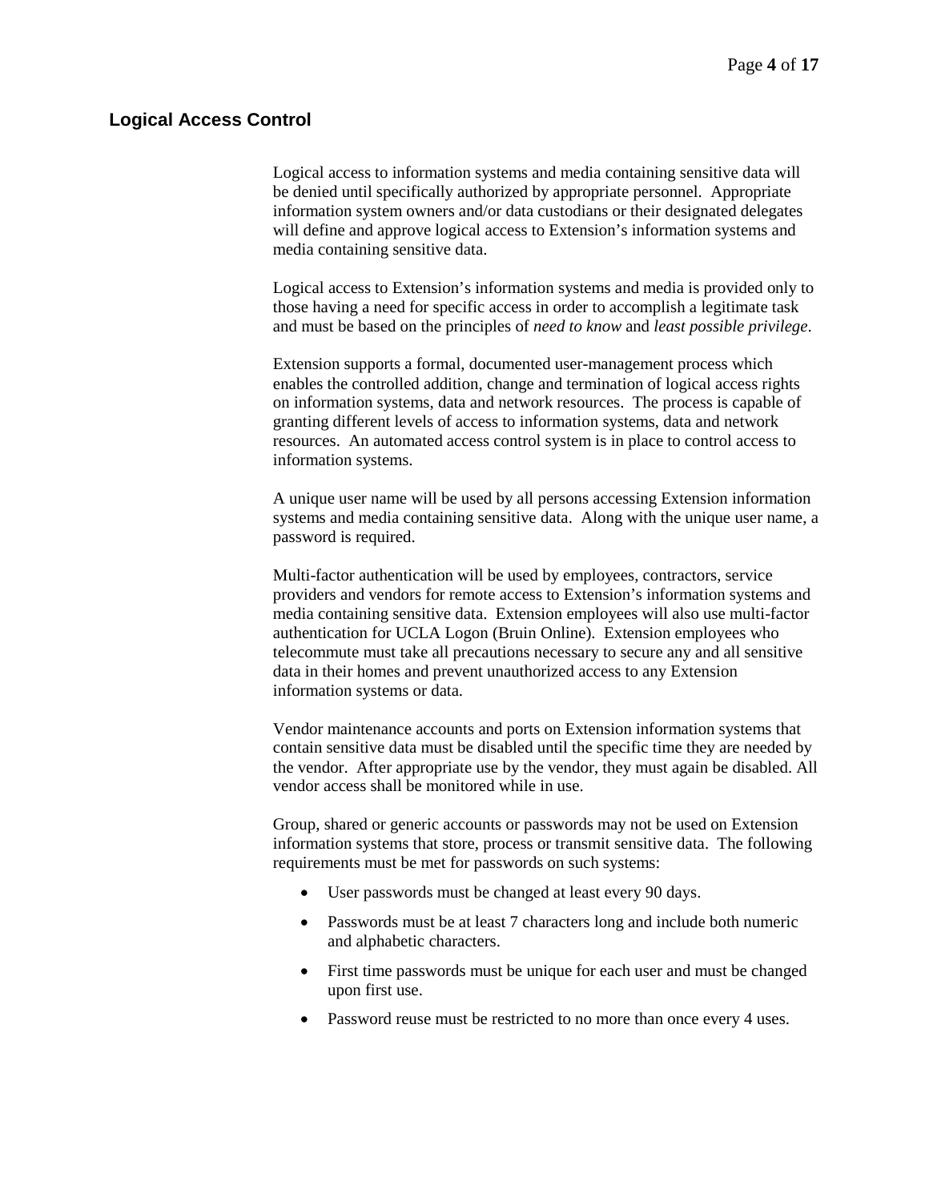## Logical Access Control

Logical access to information systems and media containing sensitive data will be denied until specifically authorized by appropriate personnel. Appropriate information system owners and/or data custodians or their designated delegates will define and approve logical access to Extension's information systems and media containing sensitive data.

Logical access to Extension's information systems and media is provided only to those having a need for specific access in order to accomplish a legitimate task and must be based on the principles of *need to know* and *least possible privilege*.

Extension supports a formal, documented user-management process which enables the controlled addition, change and termination of logical access rights on information systems, data and network resources. The process is capable of granting different levels of access to information systems, data and network resources. An automated access control system is in place to control access to information systems.

A unique user name will be used by all persons accessing Extension information systems and media containing sensitive data. Along with the unique user name, a password is required.

Multi-factor authentication will be used by employees, contractors, service providers and vendors for remote access to Extension's information systems and media containing sensitive data. Extension employees will also use multi-factor authentication for UCLA Logon (Bruin Online). Extension employees who telecommute must take all precautions necessary to secure any and all sensitive data in their homes and prevent unauthorized access to any Extension information systems or data.

Vendor maintenance accounts and ports on Extension information systems that contain sensitive data must be disabled until the specific time they are needed by the vendor. After appropriate use by the vendor, they must again be disabled. All vendor access shall be monitored while in use.

Group, shared or generic accounts or passwords may not be used on Extension information systems that store, process or transmit sensitive data. The following requirements must be met for passwords on such systems:

- User passwords must be changed at least every 90 days.
- Passwords must be at least 7 characters long and include both numeric and alphabetic characters.
- First time passwords must be unique for each user and must be changed upon first use.
- Password reuse must be restricted to no more than once every 4 uses.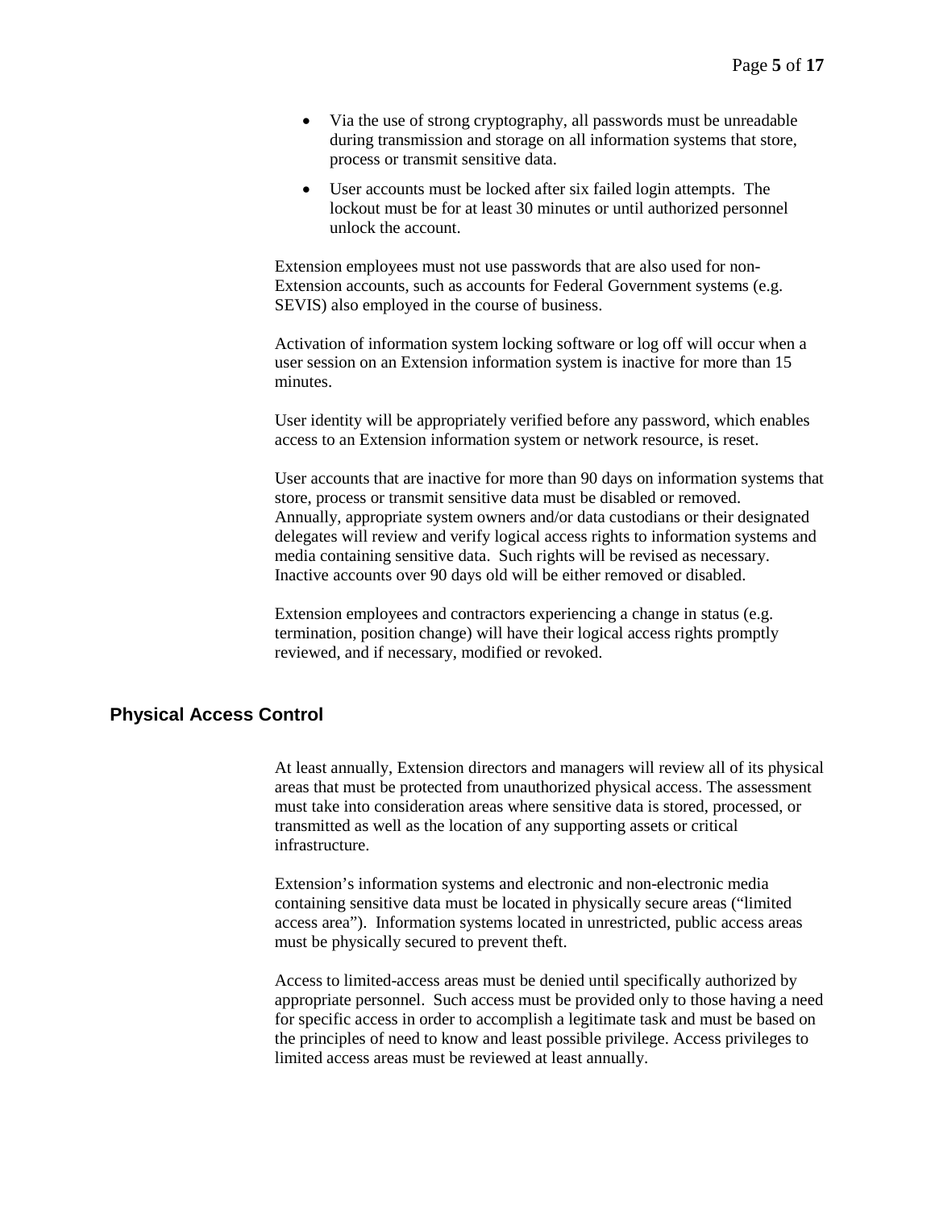- Via the use of strong cryptography, all passwords must be unreadable during transmission and storage on all information systems that store, process or transmit sensitive data.
- User accounts must be locked after six failed login attempts. The lockout must be for at least 30 minutes or until authorized personnel unlock the account.

Extension employees must not use passwords that are also used for non-Extension accounts, such as accounts for Federal Government systems (e.g. SEVIS) also employed in the course of business.

Activation of information system locking software or log off will occur when a user session on an Extension information system is inactive for more than 15 minutes.

User identity will be appropriately verified before any password, which enables access to an Extension information system or network resource, is reset.

User accounts that are inactive for more than 90 days on information systems that store, process or transmit sensitive data must be disabled or removed. Annually, appropriate system owners and/or data custodians or their designated delegates will review and verify logical access rights to information systems and media containing sensitive data. Such rights will be revised as necessary. Inactive accounts over 90 days old will be either removed or disabled.

Extension employees and contractors experiencing a change in status (e.g. termination, position change) will have their logical access rights promptly reviewed, and if necessary, modified or revoked.

## Physical Access Control

At least annually, Extension directors and managers will review all of its physical areas that must be protected from unauthorized physical access. The assessment must take into consideration areas where sensitive data is stored, processed, or transmitted as well as the location of any supporting assets or critical infrastructure.

Extension's information systems and electronic and non-electronic media containing sensitive data must be located in physically secure areas ("limited access area"). Information systems located in unrestricted, public access areas must be physically secured to prevent theft.

Access to limited-access areas must be denied until specifically authorized by appropriate personnel. Such access must be provided only to those having a need for specific access in order to accomplish a legitimate task and must be based on the principles of need to know and least possible privilege. Access privileges to limited access areas must be reviewed at least annually.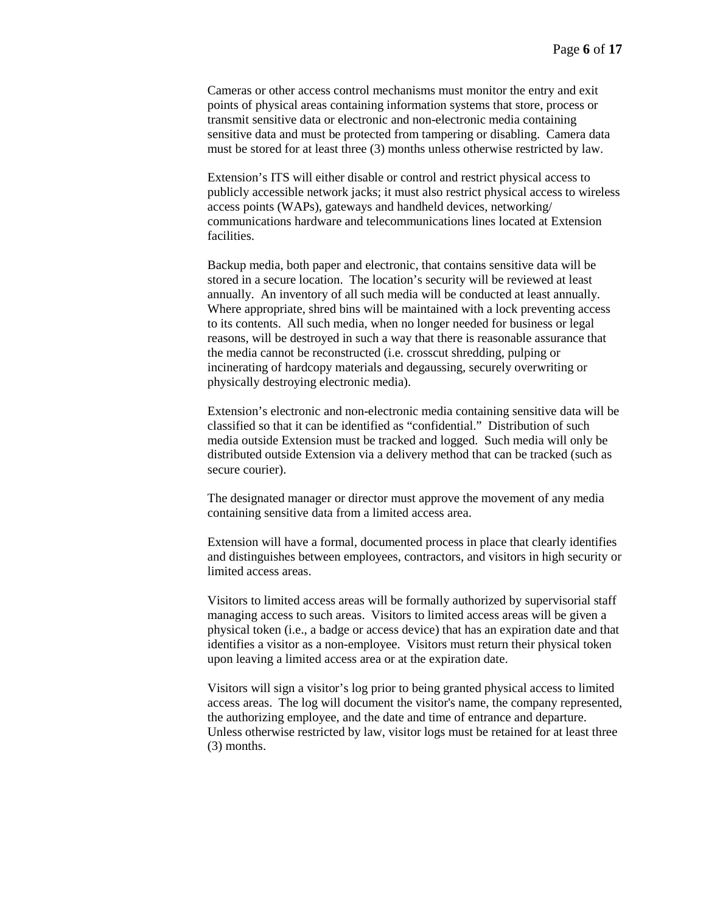Cameras or other access control mechanisms must monitor the entry and exit points of physical areas containing information systems that store, process or transmit sensitive data or electronic and non-electronic media containing sensitive data and must be protected from tampering or disabling. Camera data must be stored for at least three (3) months unless otherwise restricted by law.

Extension's ITS will either disable or control and restrict physical access to publicly accessible network jacks; it must also restrict physical access to wireless access points (WAPs), gateways and handheld devices, networking/ communications hardware and telecommunications lines located at Extension facilities.

Backup media, both paper and electronic, that contains sensitive data will be stored in a secure location. The location's security will be reviewed at least annually. An inventory of all such media will be conducted at least annually. Where appropriate, shred bins will be maintained with a lock preventing access to its contents. All such media, when no longer needed for business or legal reasons, will be destroyed in such a way that there is reasonable assurance that the media cannot be reconstructed (i.e. crosscut shredding, pulping or incinerating of hardcopy materials and degaussing, securely overwriting or physically destroying electronic media).

Extension's electronic and non-electronic media containing sensitive data will be classified so that it can be identified as "confidential." Distribution of such media outside Extension must be tracked and logged. Such media will only be distributed outside Extension via a delivery method that can be tracked (such as secure courier).

The designated manager or director must approve the movement of any media containing sensitive data from a limited access area.

Extension will have a formal, documented process in place that clearly identifies and distinguishes between employees, contractors, and visitors in high security or limited access areas.

Visitors to limited access areas will be formally authorized by supervisorial staff managing access to such areas. Visitors to limited access areas will be given a physical token (i.e., a badge or access device) that has an expiration date and that identifies a visitor as a non-employee. Visitors must return their physical token upon leaving a limited access area or at the expiration date.

Visitors will sign a visitor's log prior to being granted physical access to limited access areas. The log will document the visitor's name, the company represented, the authorizing employee, and the date and time of entrance and departure. Unless otherwise restricted by law, visitor logs must be retained for at least three (3) months.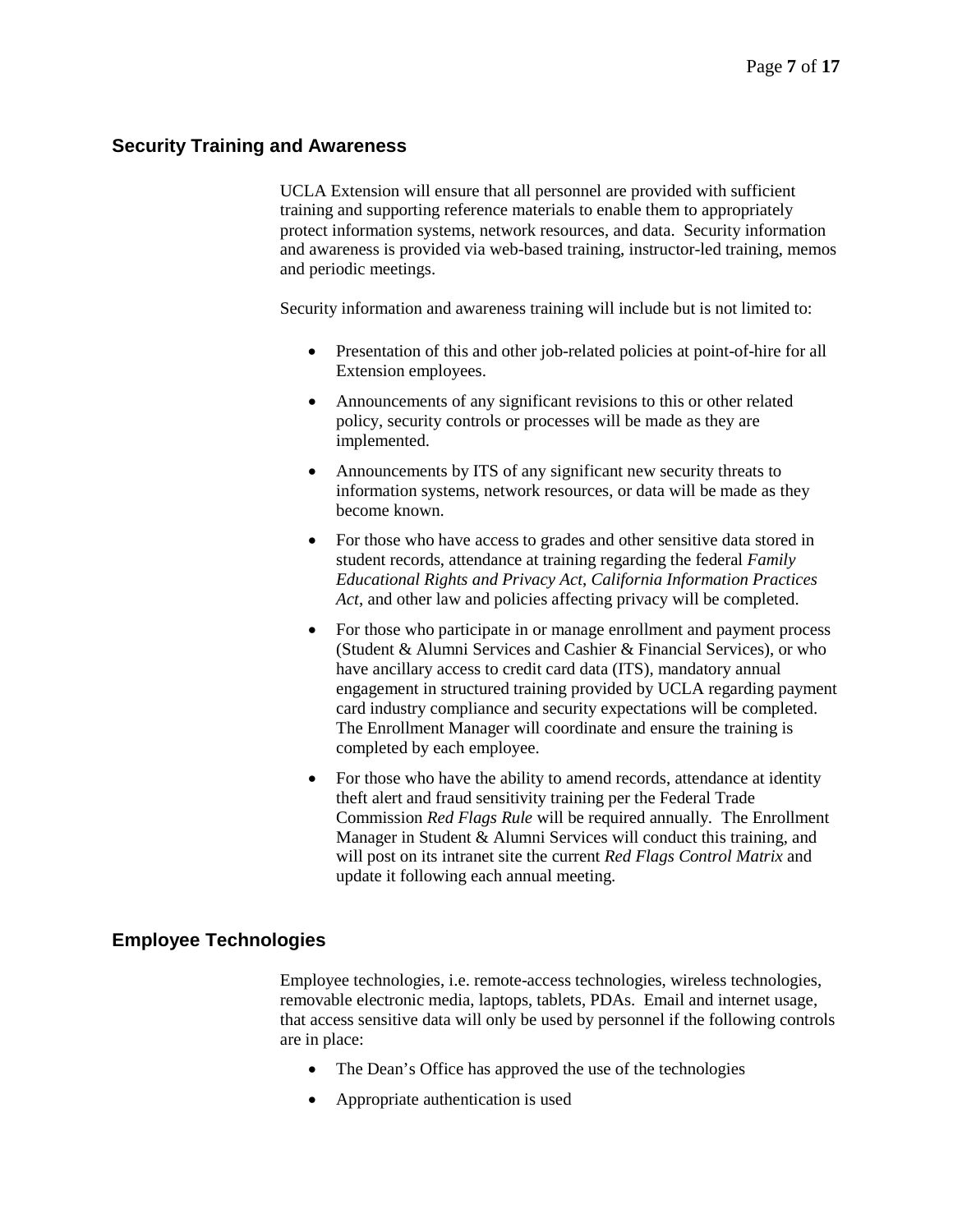## Security Training and Awareness

UCLA Extension will ensure that all personnel are provided with sufficient training and supporting reference materials to enable them to appropriately protect information systems, network resources, and data. Security information and awareness is provided via web-based training, instructor-led training, memos and periodic meetings.

Security information and awareness training will include but is not limited to:

- Presentation of this and other job-related policies at point-of-hire for all Extension employees.
- Announcements of any significant revisions to this or other related policy, security controls or processes will be made as they are implemented.
- Announcements by ITS of any significant new security threats to information systems, network resources, or data will be made as they become known.
- For those who have access to grades and other sensitive data stored in student records, attendance at training regarding the federal *Family Educational Rights and Privacy Act, California Information Practices Act*, and other law and policies affecting privacy will be completed.
- For those who participate in or manage enrollment and payment process (Student & Alumni Services and Cashier & Financial Services), or who have ancillary access to credit card data (ITS), mandatory annual engagement in structured training provided by UCLA regarding payment card industry compliance and security expectations will be completed. The Enrollment Manager will coordinate and ensure the training is completed by each employee.
- For those who have the ability to amend records, attendance at identity theft alert and fraud sensitivity training per the Federal Trade Commission *Red Flags Rule* will be required annually. The Enrollment Manager in Student & Alumni Services will conduct this training, and will post on its intranet site the current *Red Flags Control Matrix* and update it following each annual meeting.

## Employee Technologies

Employee technologies, i.e. remote-access technologies, wireless technologies, removable electronic media, laptops, tablets, PDAs. Email and internet usage, that access sensitive data will only be used by personnel if the following controls are in place:

- The Dean's Office has approved the use of the technologies
- Appropriate authentication is used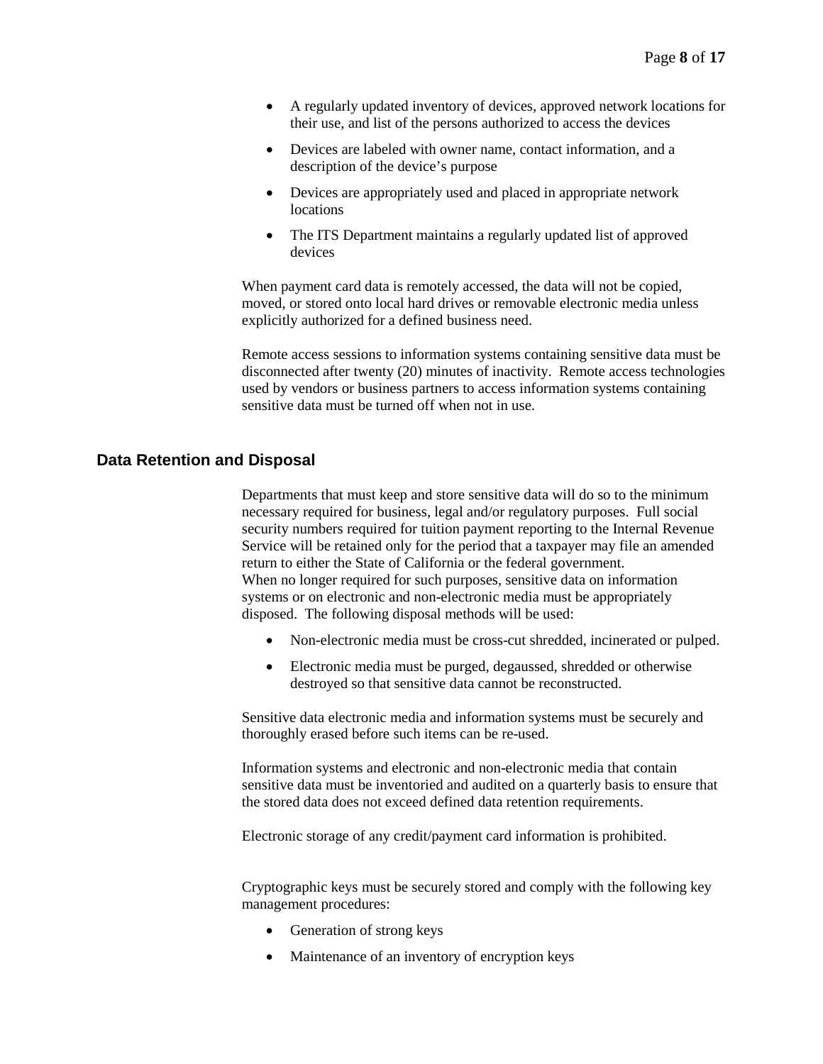- A regularly updated inventory of devices, approved network locations for their use, and list of the persons authorized to access the devices
- Devices are labeled with owner name, contact information, and a description of the device's purpose
- Devices are appropriately used and placed in appropriate network locations
- The ITS Department maintains a regularly updated list of approved devices

When payment card data is remotely accessed, the data will not be copied, moved, or stored onto local hard drives or removable electronic media unless explicitly authorized for a defined business need.

Remote access sessions to information systems containing sensitive data must be disconnected after twenty (20) minutes of inactivity. Remote access technologies used by vendors or business partners to access information systems containing sensitive data must be turned off when not in use.

## Data Retention and Disposal

Departments that must keep and store sensitive data will do so to the minimum necessary required for business, legal and/or regulatory purposes. Full social security numbers required for tuition payment reporting to the Internal Revenue Service will be retained only for the period that a taxpayer may file an amended return to either the State of California or the federal government.
When no longer required for such purposes, sensitive data on information systems or on electronic and non-electronic media must be appropriately disposed. The following disposal methods will be used:

- Non-electronic media must be cross-cut shredded, incinerated or pulped.
- Electronic media must be purged, degaussed, shredded or otherwise destroyed so that sensitive data cannot be reconstructed.

Sensitive data electronic media and information systems must be securely and thoroughly erased before such items can be re-used.

Information systems and electronic and non-electronic media that contain sensitive data must be inventoried and audited on a quarterly basis to ensure that the stored data does not exceed defined data retention requirements.

Electronic storage of any credit/payment card information is prohibited.

Cryptographic keys must be securely stored and comply with the following key management procedures:

- Generation of strong keys
- Maintenance of an inventory of encryption keys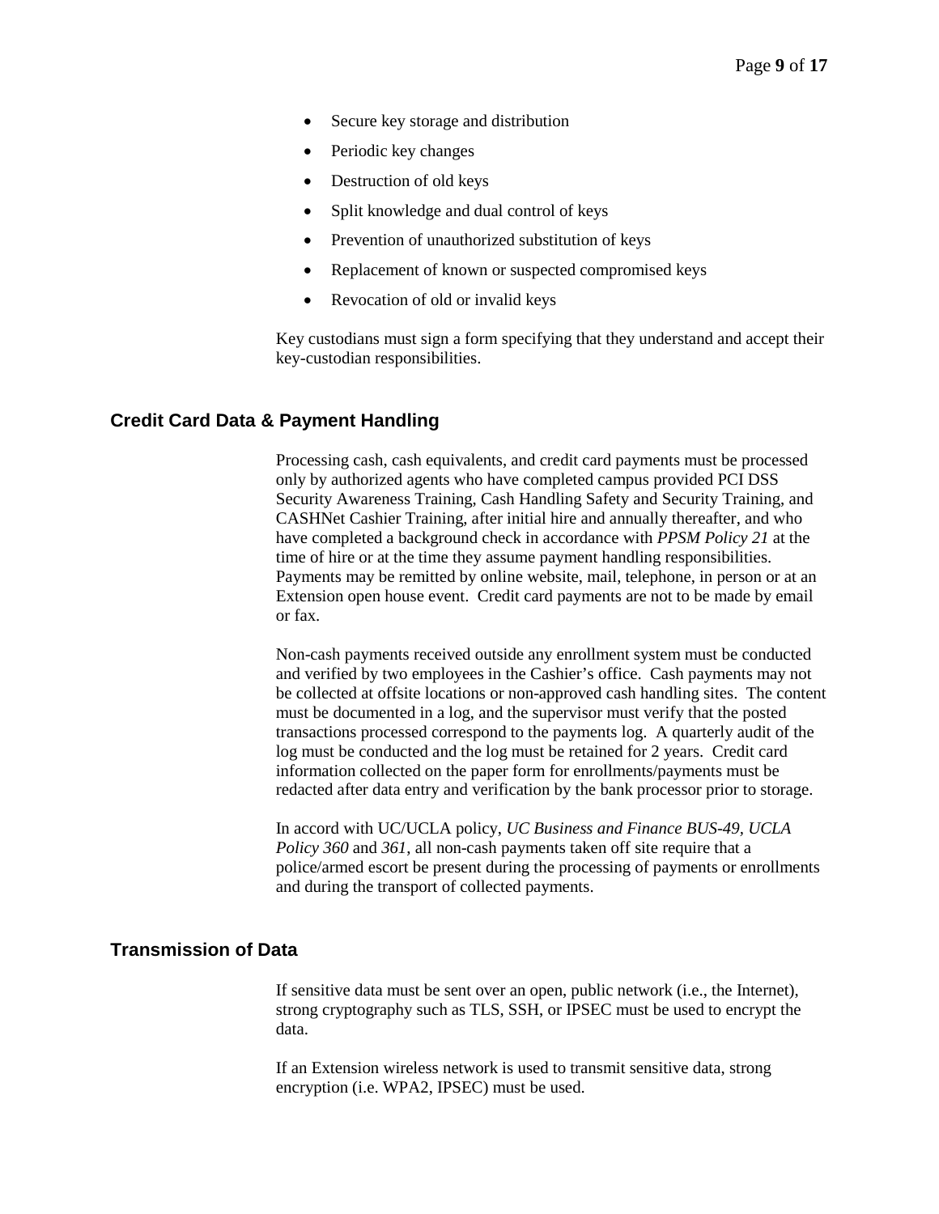- Secure key storage and distribution
- Periodic key changes
- Destruction of old keys
- Split knowledge and dual control of keys
- Prevention of unauthorized substitution of keys
- Replacement of known or suspected compromised keys
- Revocation of old or invalid keys

Key custodians must sign a form specifying that they understand and accept their key-custodian responsibilities.

## Credit Card Data & Payment Handling

Processing cash, cash equivalents, and credit card payments must be processed only by authorized agents who have completed campus provided PCI DSS Security Awareness Training, Cash Handling Safety and Security Training, and CASHNet Cashier Training, after initial hire and annually thereafter, and who have completed a background check in accordance with *PPSM Policy 21* at the time of hire or at the time they assume payment handling responsibilities. Payments may be remitted by online website, mail, telephone, in person or at an Extension open house event. Credit card payments are not to be made by email or fax.

Non-cash payments received outside any enrollment system must be conducted and verified by two employees in the Cashier's office. Cash payments may not be collected at offsite locations or non-approved cash handling sites. The content must be documented in a log, and the supervisor must verify that the posted transactions processed correspond to the payments log. A quarterly audit of the log must be conducted and the log must be retained for 2 years. Credit card information collected on the paper form for enrollments/payments must be redacted after data entry and verification by the bank processor prior to storage.

In accord with UC/UCLA policy, *UC Business and Finance BUS-49, UCLA Policy 360* and *361,* all non-cash payments taken off site require that a police/armed escort be present during the processing of payments or enrollments and during the transport of collected payments.

## Transmission of Data

If sensitive data must be sent over an open, public network (i.e., the Internet), strong cryptography such as TLS, SSH, or IPSEC must be used to encrypt the data.

If an Extension wireless network is used to transmit sensitive data, strong encryption (i.e. WPA2, IPSEC) must be used.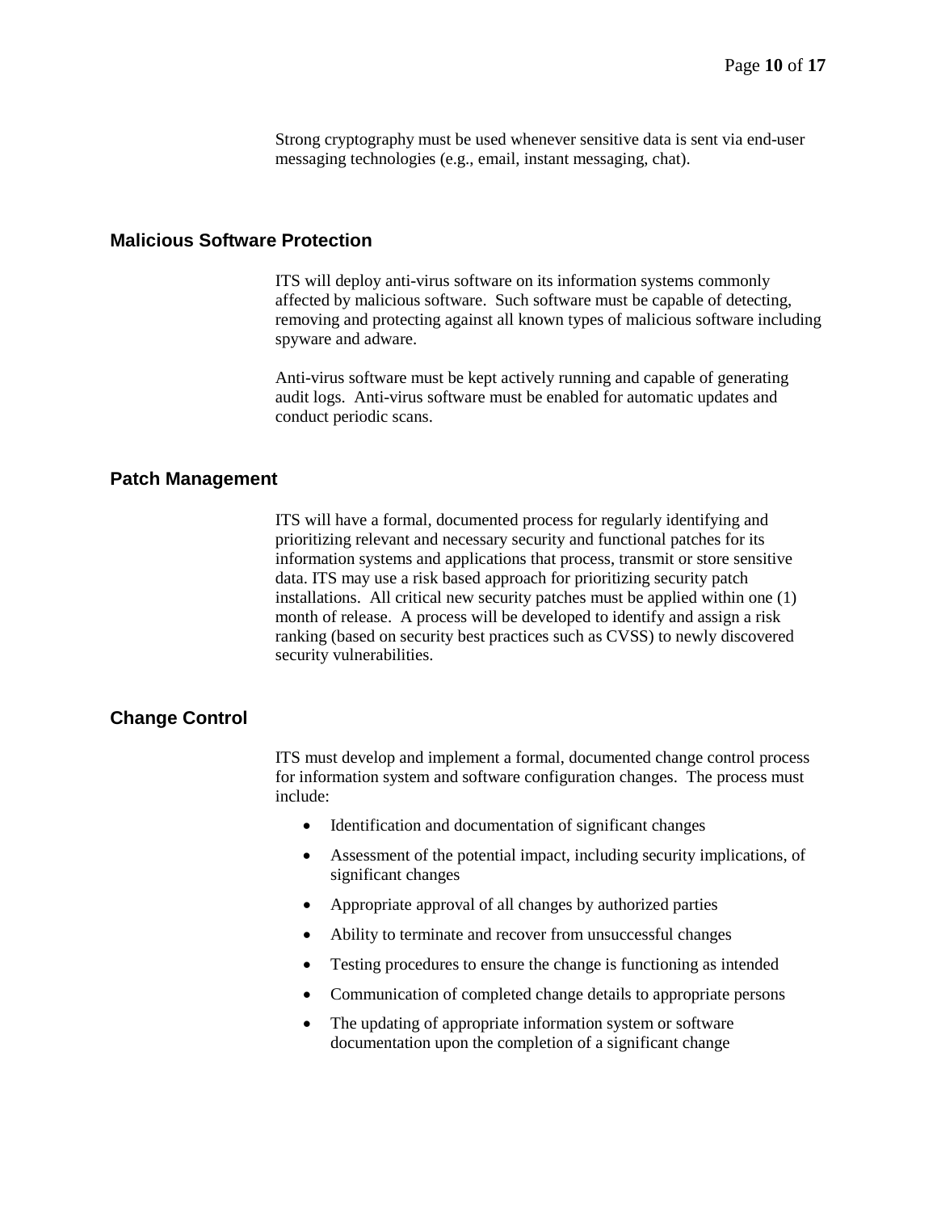Strong cryptography must be used whenever sensitive data is sent via end-user messaging technologies (e.g., email, instant messaging, chat).

## Malicious Software Protection

ITS will deploy anti-virus software on its information systems commonly affected by malicious software. Such software must be capable of detecting, removing and protecting against all known types of malicious software including spyware and adware.

Anti-virus software must be kept actively running and capable of generating audit logs. Anti-virus software must be enabled for automatic updates and conduct periodic scans.

## Patch Management

ITS will have a formal, documented process for regularly identifying and prioritizing relevant and necessary security and functional patches for its information systems and applications that process, transmit or store sensitive data. ITS may use a risk based approach for prioritizing security patch installations. All critical new security patches must be applied within one (1) month of release. A process will be developed to identify and assign a risk ranking (based on security best practices such as CVSS) to newly discovered security vulnerabilities.

## Change Control

ITS must develop and implement a formal, documented change control process for information system and software configuration changes. The process must include:

- Identification and documentation of significant changes
- Assessment of the potential impact, including security implications, of significant changes
- Appropriate approval of all changes by authorized parties
- Ability to terminate and recover from unsuccessful changes
- Testing procedures to ensure the change is functioning as intended
- Communication of completed change details to appropriate persons
- The updating of appropriate information system or software documentation upon the completion of a significant change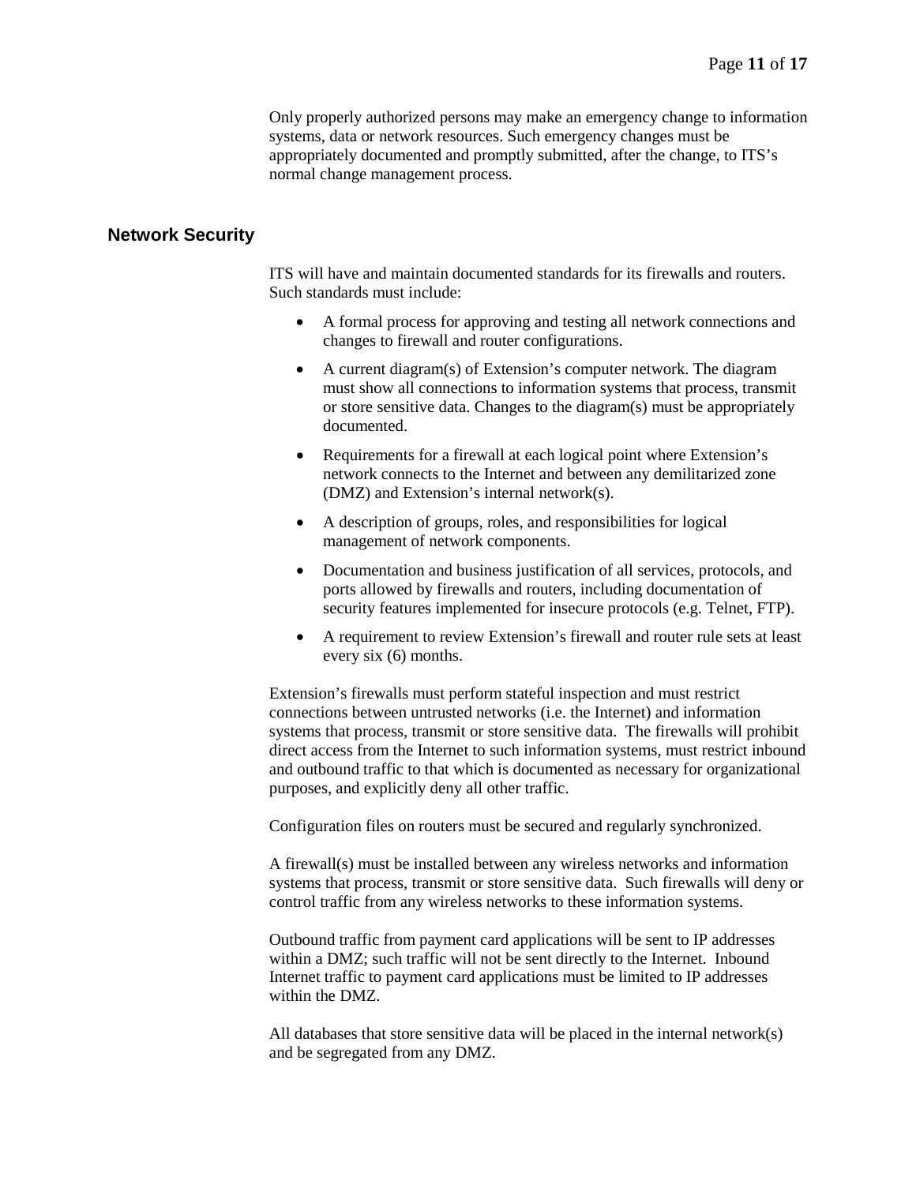Only properly authorized persons may make an emergency change to information systems, data or network resources. Such emergency changes must be appropriately documented and promptly submitted, after the change, to ITS's normal change management process.

## Network Security

ITS will have and maintain documented standards for its firewalls and routers. Such standards must include:

- A formal process for approving and testing all network connections and changes to firewall and router configurations.
- A current diagram(s) of Extension's computer network. The diagram must show all connections to information systems that process, transmit or store sensitive data. Changes to the diagram(s) must be appropriately documented.
- Requirements for a firewall at each logical point where Extension's network connects to the Internet and between any demilitarized zone (DMZ) and Extension's internal network(s).
- A description of groups, roles, and responsibilities for logical management of network components.
- Documentation and business justification of all services, protocols, and ports allowed by firewalls and routers, including documentation of security features implemented for insecure protocols (e.g. Telnet, FTP).
- A requirement to review Extension's firewall and router rule sets at least every six (6) months.

Extension's firewalls must perform stateful inspection and must restrict connections between untrusted networks (i.e. the Internet) and information systems that process, transmit or store sensitive data. The firewalls will prohibit direct access from the Internet to such information systems, must restrict inbound and outbound traffic to that which is documented as necessary for organizational purposes, and explicitly deny all other traffic.

Configuration files on routers must be secured and regularly synchronized.

A firewall(s) must be installed between any wireless networks and information systems that process, transmit or store sensitive data. Such firewalls will deny or control traffic from any wireless networks to these information systems.

Outbound traffic from payment card applications will be sent to IP addresses within a DMZ; such traffic will not be sent directly to the Internet. Inbound Internet traffic to payment card applications must be limited to IP addresses within the DMZ.

All databases that store sensitive data will be placed in the internal network(s) and be segregated from any DMZ.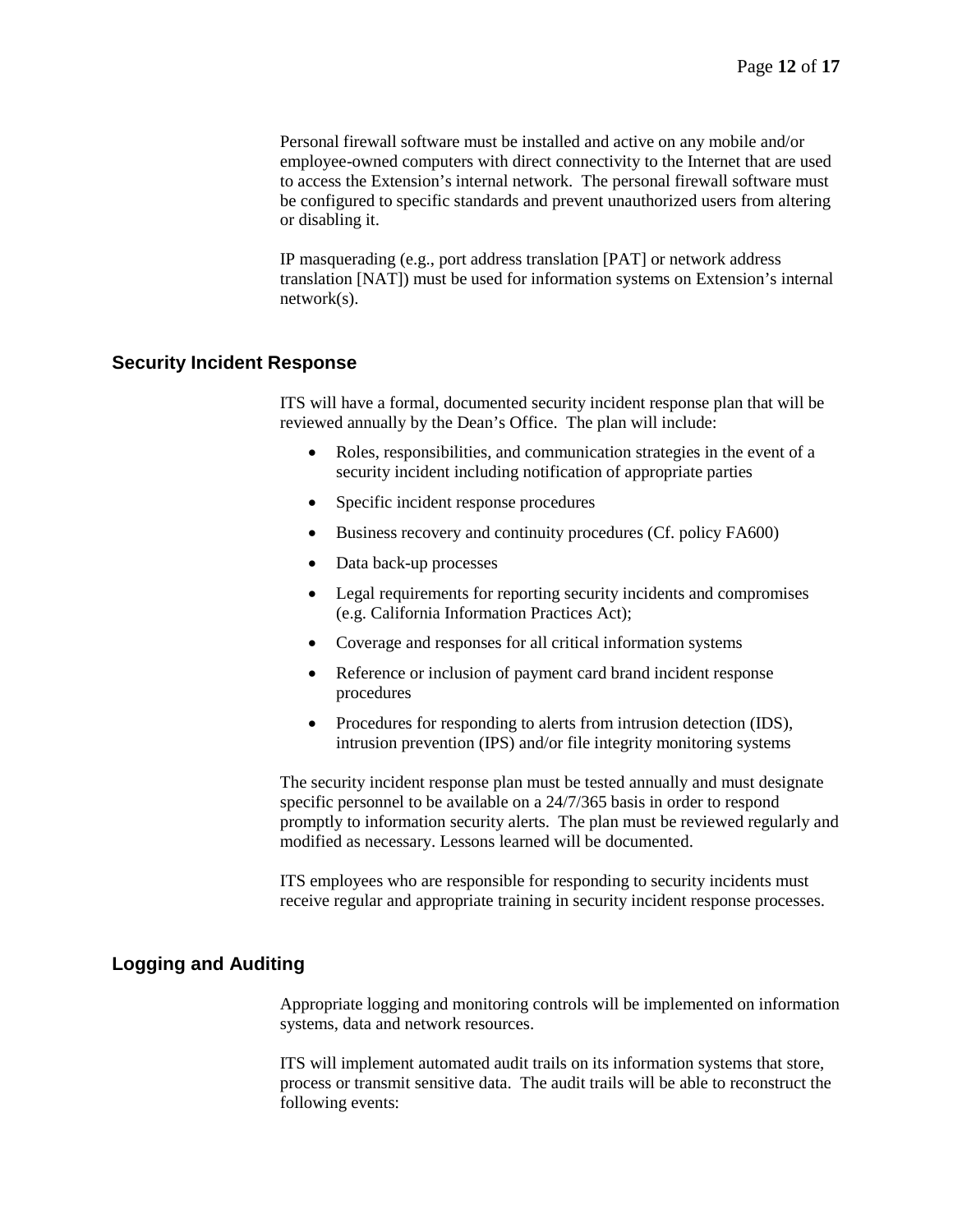Personal firewall software must be installed and active on any mobile and/or employee-owned computers with direct connectivity to the Internet that are used to access the Extension's internal network. The personal firewall software must be configured to specific standards and prevent unauthorized users from altering or disabling it.

IP masquerading (e.g., port address translation [PAT] or network address translation [NAT]) must be used for information systems on Extension's internal network(s).

## Security Incident Response

ITS will have a formal, documented security incident response plan that will be reviewed annually by the Dean's Office. The plan will include:

- Roles, responsibilities, and communication strategies in the event of a security incident including notification of appropriate parties
- Specific incident response procedures
- Business recovery and continuity procedures (Cf. policy FA600)
- Data back-up processes
- Legal requirements for reporting security incidents and compromises (e.g. California Information Practices Act);
- Coverage and responses for all critical information systems
- Reference or inclusion of payment card brand incident response procedures
- Procedures for responding to alerts from intrusion detection (IDS), intrusion prevention (IPS) and/or file integrity monitoring systems

The security incident response plan must be tested annually and must designate specific personnel to be available on a 24/7/365 basis in order to respond promptly to information security alerts. The plan must be reviewed regularly and modified as necessary. Lessons learned will be documented.

ITS employees who are responsible for responding to security incidents must receive regular and appropriate training in security incident response processes.

## Logging and Auditing

Appropriate logging and monitoring controls will be implemented on information systems, data and network resources.

ITS will implement automated audit trails on its information systems that store, process or transmit sensitive data. The audit trails will be able to reconstruct the following events: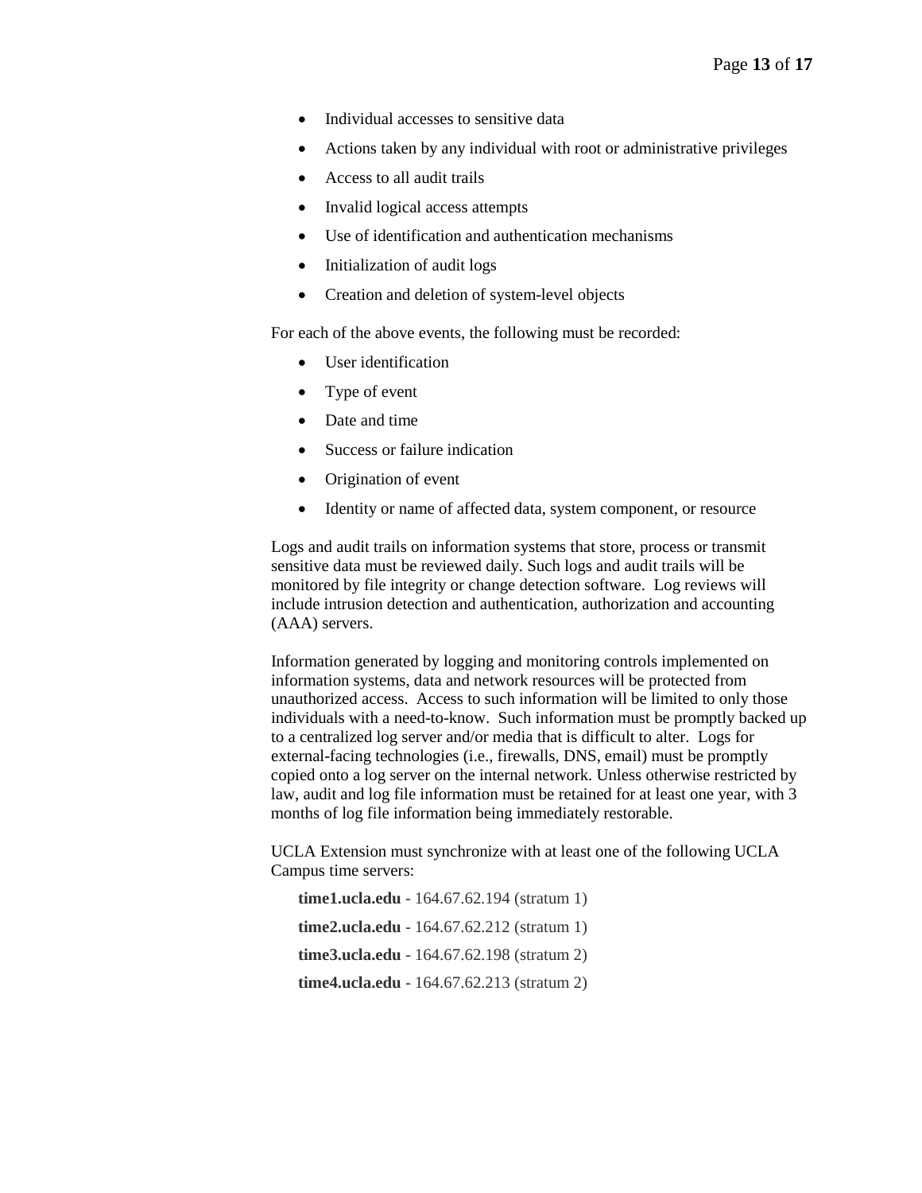- Individual accesses to sensitive data
- Actions taken by any individual with root or administrative privileges
- Access to all audit trails
- Invalid logical access attempts
- Use of identification and authentication mechanisms
- Initialization of audit logs
- Creation and deletion of system-level objects

For each of the above events, the following must be recorded:

- User identification
- Type of event
- Date and time
- Success or failure indication
- Origination of event
- Identity or name of affected data, system component, or resource

Logs and audit trails on information systems that store, process or transmit sensitive data must be reviewed daily. Such logs and audit trails will be monitored by file integrity or change detection software. Log reviews will include intrusion detection and authentication, authorization and accounting (AAA) servers.

Information generated by logging and monitoring controls implemented on information systems, data and network resources will be protected from unauthorized access. Access to such information will be limited to only those individuals with a need-to-know. Such information must be promptly backed up to a centralized log server and/or media that is difficult to alter. Logs for external-facing technologies (i.e., firewalls, DNS, email) must be promptly copied onto a log server on the internal network. Unless otherwise restricted by law, audit and log file information must be retained for at least one year, with 3 months of log file information being immediately restorable.

UCLA Extension must synchronize with at least one of the following UCLA Campus time servers:

**time1.ucla.edu** - 164.67.62.194 (stratum 1)

**time2.ucla.edu** - 164.67.62.212 (stratum 1)

**time3.ucla.edu** - 164.67.62.198 (stratum 2)

**time4.ucla.edu** - 164.67.62.213 (stratum 2)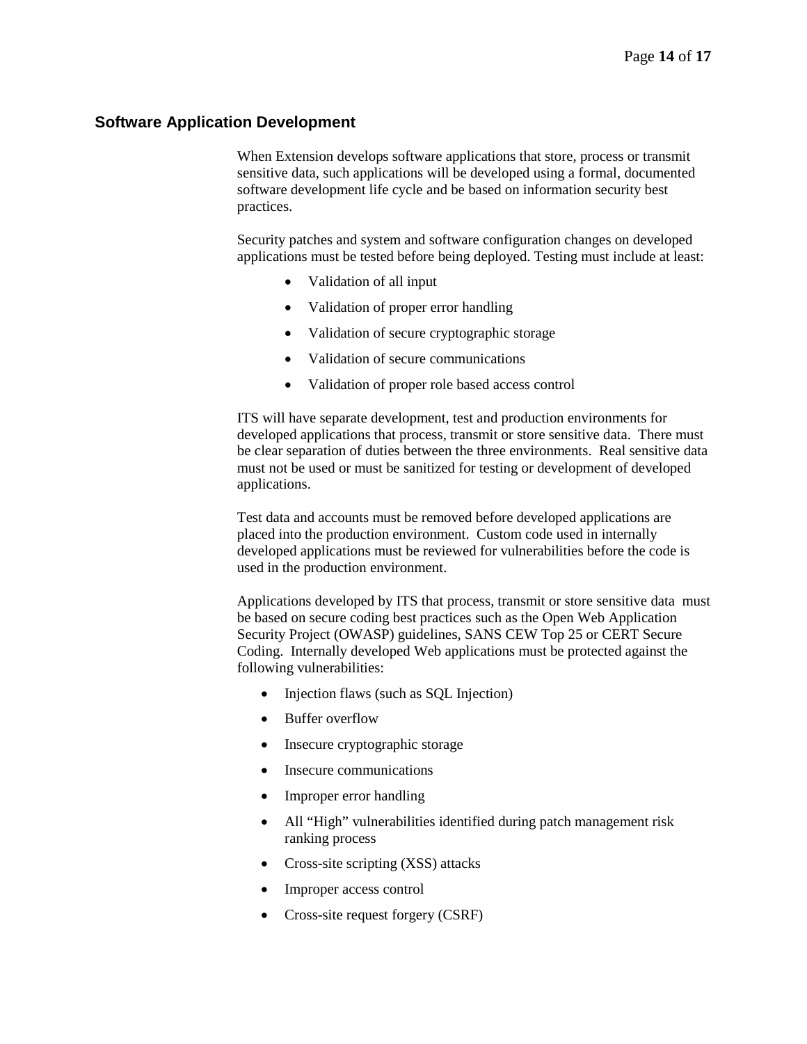## Software Application Development

When Extension develops software applications that store, process or transmit sensitive data, such applications will be developed using a formal, documented software development life cycle and be based on information security best practices.

Security patches and system and software configuration changes on developed applications must be tested before being deployed. Testing must include at least:

- Validation of all input
- Validation of proper error handling
- Validation of secure cryptographic storage
- Validation of secure communications
- Validation of proper role based access control

ITS will have separate development, test and production environments for developed applications that process, transmit or store sensitive data. There must be clear separation of duties between the three environments. Real sensitive data must not be used or must be sanitized for testing or development of developed applications.

Test data and accounts must be removed before developed applications are placed into the production environment. Custom code used in internally developed applications must be reviewed for vulnerabilities before the code is used in the production environment.

Applications developed by ITS that process, transmit or store sensitive data must be based on secure coding best practices such as the Open Web Application Security Project (OWASP) guidelines, SANS CEW Top 25 or CERT Secure Coding. Internally developed Web applications must be protected against the following vulnerabilities:

- Injection flaws (such as SQL Injection)
- Buffer overflow
- Insecure cryptographic storage
- Insecure communications
- Improper error handling
- All "High" vulnerabilities identified during patch management risk ranking process
- Cross-site scripting (XSS) attacks
- Improper access control
- Cross-site request forgery (CSRF)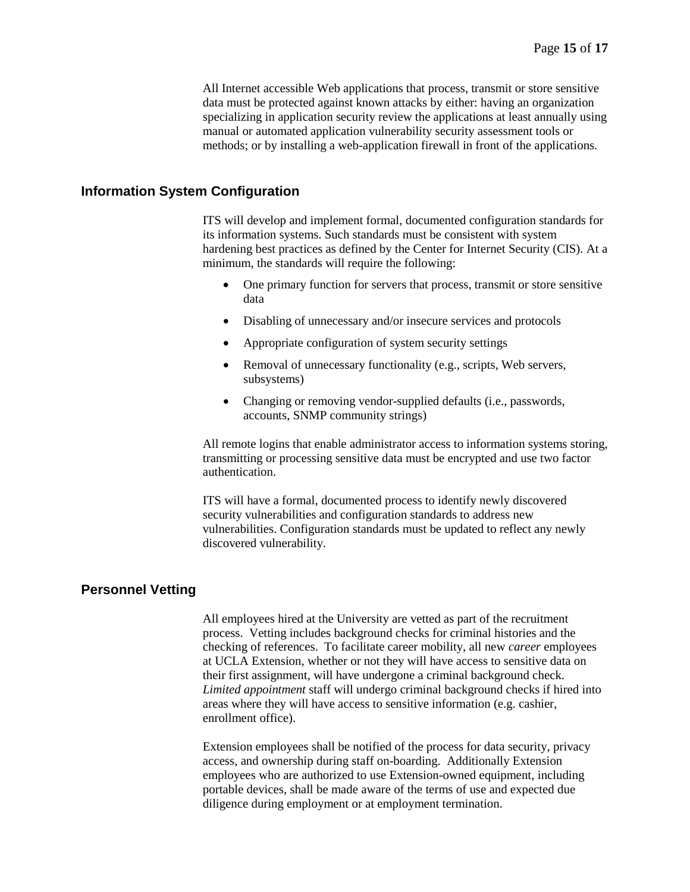All Internet accessible Web applications that process, transmit or store sensitive data must be protected against known attacks by either: having an organization specializing in application security review the applications at least annually using manual or automated application vulnerability security assessment tools or methods; or by installing a web-application firewall in front of the applications.

## Information System Configuration

ITS will develop and implement formal, documented configuration standards for its information systems. Such standards must be consistent with system hardening best practices as defined by the Center for Internet Security (CIS). At a minimum, the standards will require the following:

- One primary function for servers that process, transmit or store sensitive data
- Disabling of unnecessary and/or insecure services and protocols
- Appropriate configuration of system security settings
- Removal of unnecessary functionality (e.g., scripts, Web servers, subsystems)
- Changing or removing vendor-supplied defaults (i.e., passwords, accounts, SNMP community strings)

All remote logins that enable administrator access to information systems storing, transmitting or processing sensitive data must be encrypted and use two factor authentication.

ITS will have a formal, documented process to identify newly discovered security vulnerabilities and configuration standards to address new vulnerabilities. Configuration standards must be updated to reflect any newly discovered vulnerability.

## Personnel Vetting

All employees hired at the University are vetted as part of the recruitment process. Vetting includes background checks for criminal histories and the checking of references. To facilitate career mobility, all new *career* employees at UCLA Extension, whether or not they will have access to sensitive data on their first assignment, will have undergone a criminal background check. *Limited appointment* staff will undergo criminal background checks if hired into areas where they will have access to sensitive information (e.g. cashier, enrollment office).

Extension employees shall be notified of the process for data security, privacy access, and ownership during staff on-boarding. Additionally Extension employees who are authorized to use Extension-owned equipment, including portable devices, shall be made aware of the terms of use and expected due diligence during employment or at employment termination.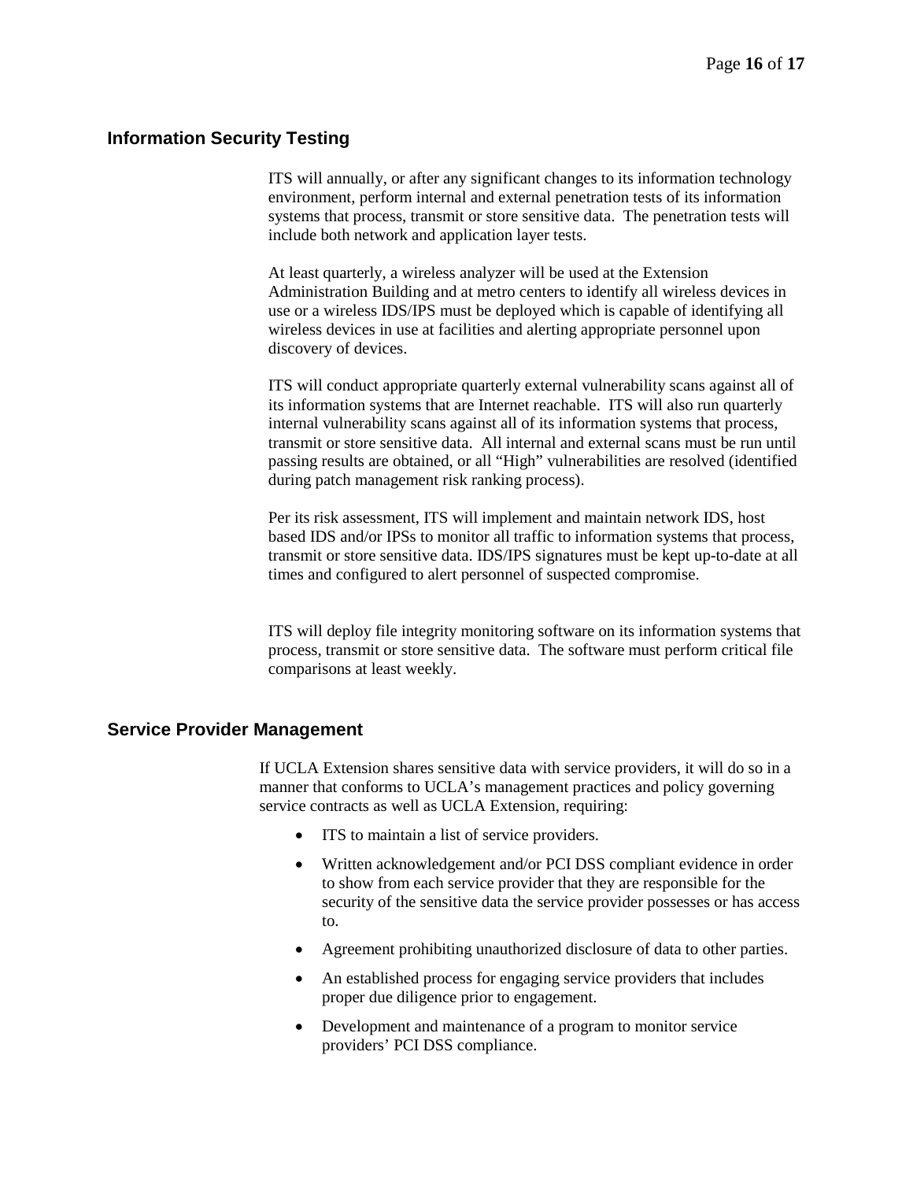## Information Security Testing

ITS will annually, or after any significant changes to its information technology environment, perform internal and external penetration tests of its information systems that process, transmit or store sensitive data. The penetration tests will include both network and application layer tests.

At least quarterly, a wireless analyzer will be used at the Extension Administration Building and at metro centers to identify all wireless devices in use or a wireless IDS/IPS must be deployed which is capable of identifying all wireless devices in use at facilities and alerting appropriate personnel upon discovery of devices.

ITS will conduct appropriate quarterly external vulnerability scans against all of its information systems that are Internet reachable. ITS will also run quarterly internal vulnerability scans against all of its information systems that process, transmit or store sensitive data. All internal and external scans must be run until passing results are obtained, or all "High" vulnerabilities are resolved (identified during patch management risk ranking process).

Per its risk assessment, ITS will implement and maintain network IDS, host based IDS and/or IPSs to monitor all traffic to information systems that process, transmit or store sensitive data. IDS/IPS signatures must be kept up-to-date at all times and configured to alert personnel of suspected compromise.

ITS will deploy file integrity monitoring software on its information systems that process, transmit or store sensitive data. The software must perform critical file comparisons at least weekly.

## Service Provider Management

If UCLA Extension shares sensitive data with service providers, it will do so in a manner that conforms to UCLA's management practices and policy governing service contracts as well as UCLA Extension, requiring:

- ITS to maintain a list of service providers.
- Written acknowledgement and/or PCI DSS compliant evidence in order to show from each service provider that they are responsible for the security of the sensitive data the service provider possesses or has access to.
- Agreement prohibiting unauthorized disclosure of data to other parties.
- An established process for engaging service providers that includes proper due diligence prior to engagement.
- Development and maintenance of a program to monitor service providers' PCI DSS compliance.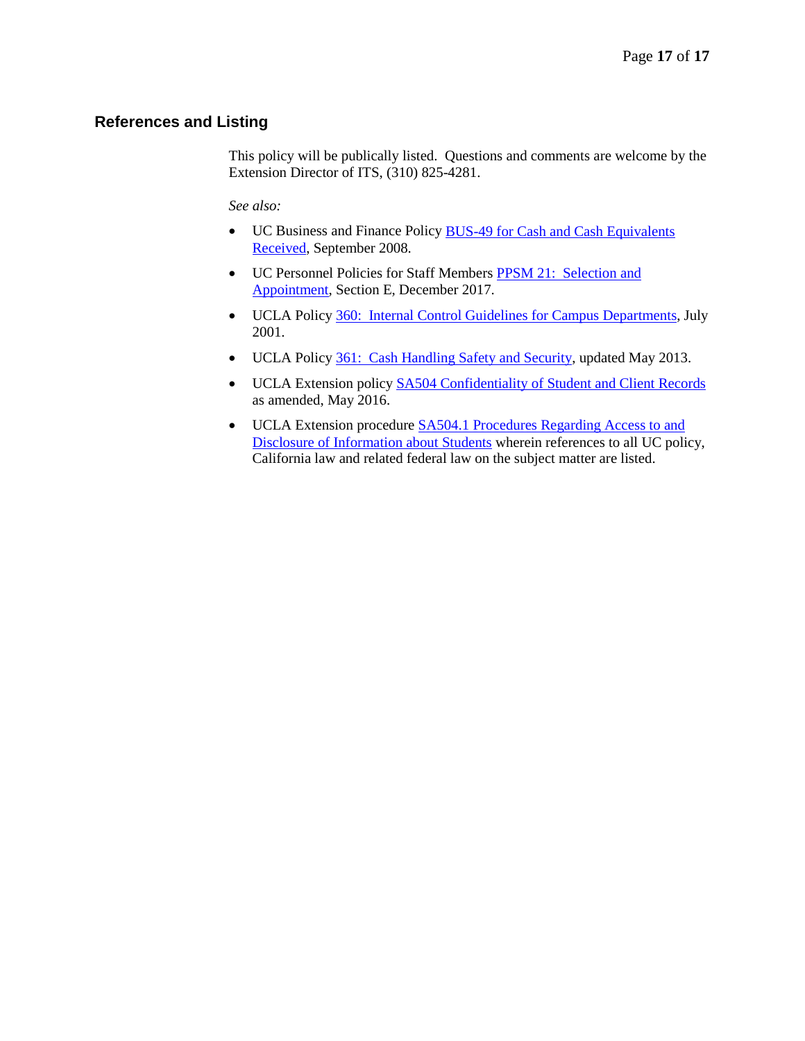## References and Listing

This policy will be publically listed. Questions and comments are welcome by the Extension Director of ITS, (310) 825-4281.

*See also:*

- UC Business and Finance Policy BUS-49 for Cash and Cash Equivalents Received, September 2008.
- UC Personnel Policies for Staff Members PPSM 21: Selection and Appointment, Section E, December 2017.
- UCLA Policy 360: Internal Control Guidelines for Campus Departments, July 2001.
- UCLA Policy 361: Cash Handling Safety and Security, updated May 2013.
- UCLA Extension policy SA504 Confidentiality of Student and Client Records as amended, May 2016.
- UCLA Extension procedure SA504.1 Procedures Regarding Access to and Disclosure of Information about Students wherein references to all UC policy, California law and related federal law on the subject matter are listed.